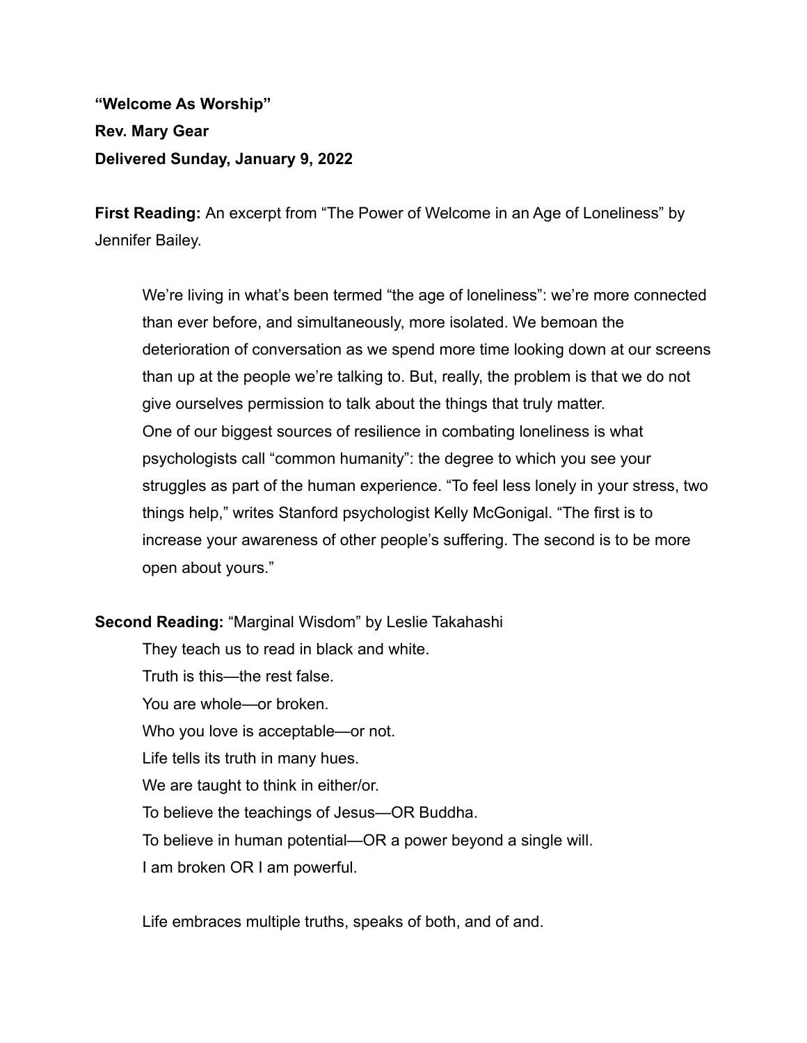**"Welcome As Worship"**

**Rev. Mary Gear**

**Delivered Sunday, January 9, 2022**

**First Reading:** An excerpt from "The Power of Welcome in an Age of Loneliness" by Jennifer Bailey.

> We're living in what's been termed "the age of loneliness": we're more connected than ever before, and simultaneously, more isolated. We bemoan the deterioration of conversation as we spend more time looking down at our screens than up at the people we're talking to. But, really, the problem is that we do not give ourselves permission to talk about the things that truly matter.
> One of our biggest sources of resilience in combating loneliness is what psychologists call "common humanity": the degree to which you see your struggles as part of the human experience. "To feel less lonely in your stress, two things help," writes Stanford psychologist Kelly McGonigal. "The first is to increase your awareness of other people's suffering. The second is to be more open about yours."

**Second Reading:** "Marginal Wisdom" by Leslie Takahashi

> They teach us to read in black and white.
> Truth is this—the rest false.
> You are whole—or broken.
> Who you love is acceptable—or not.
> Life tells its truth in many hues.
> We are taught to think in either/or.
> To believe the teachings of Jesus—OR Buddha.
> To believe in human potential—OR a power beyond a single will.
> I am broken OR I am powerful.
>
> Life embraces multiple truths, speaks of both, and of and.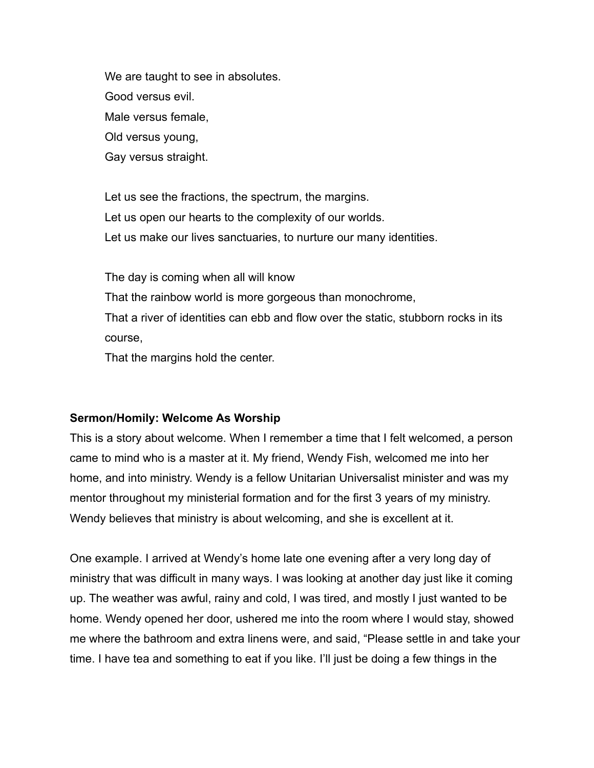We are taught to see in absolutes.  
Good versus evil.  
Male versus female,  
Old versus young,  
Gay versus straight.

Let us see the fractions, the spectrum, the margins.  
Let us open our hearts to the complexity of our worlds.  
Let us make our lives sanctuaries, to nurture our many identities.

The day is coming when all will know  
That the rainbow world is more gorgeous than monochrome,  
That a river of identities can ebb and flow over the static, stubborn rocks in its course,  
That the margins hold the center.

**Sermon/Homily: Welcome As Worship**

This is a story about welcome. When I remember a time that I felt welcomed, a person came to mind who is a master at it. My friend, Wendy Fish, welcomed me into her home, and into ministry. Wendy is a fellow Unitarian Universalist minister and was my mentor throughout my ministerial formation and for the first 3 years of my ministry. Wendy believes that ministry is about welcoming, and she is excellent at it.

One example. I arrived at Wendy's home late one evening after a very long day of ministry that was difficult in many ways. I was looking at another day just like it coming up. The weather was awful, rainy and cold, I was tired, and mostly I just wanted to be home. Wendy opened her door, ushered me into the room where I would stay, showed me where the bathroom and extra linens were, and said, "Please settle in and take your time. I have tea and something to eat if you like. I'll just be doing a few things in the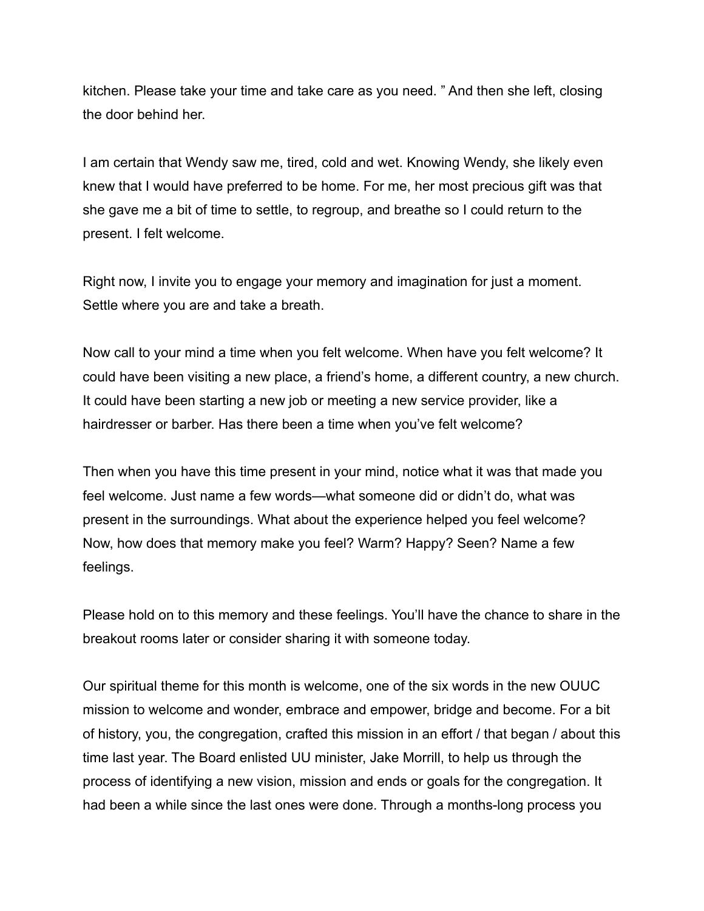kitchen. Please take your time and take care as you need. ” And then she left, closing the door behind her.

I am certain that Wendy saw me, tired, cold and wet. Knowing Wendy, she likely even knew that I would have preferred to be home. For me, her most precious gift was that she gave me a bit of time to settle, to regroup, and breathe so I could return to the present. I felt welcome.

Right now, I invite you to engage your memory and imagination for just a moment. Settle where you are and take a breath.

Now call to your mind a time when you felt welcome. When have you felt welcome? It could have been visiting a new place, a friend’s home, a different country, a new church. It could have been starting a new job or meeting a new service provider, like a hairdresser or barber. Has there been a time when you’ve felt welcome?

Then when you have this time present in your mind, notice what it was that made you feel welcome. Just name a few words—what someone did or didn’t do, what was present in the surroundings. What about the experience helped you feel welcome? Now, how does that memory make you feel? Warm? Happy? Seen? Name a few feelings.

Please hold on to this memory and these feelings. You’ll have the chance to share in the breakout rooms later or consider sharing it with someone today.

Our spiritual theme for this month is welcome, one of the six words in the new OUUC mission to welcome and wonder, embrace and empower, bridge and become. For a bit of history, you, the congregation, crafted this mission in an effort / that began / about this time last year. The Board enlisted UU minister, Jake Morrill, to help us through the process of identifying a new vision, mission and ends or goals for the congregation. It had been a while since the last ones were done. Through a months-long process you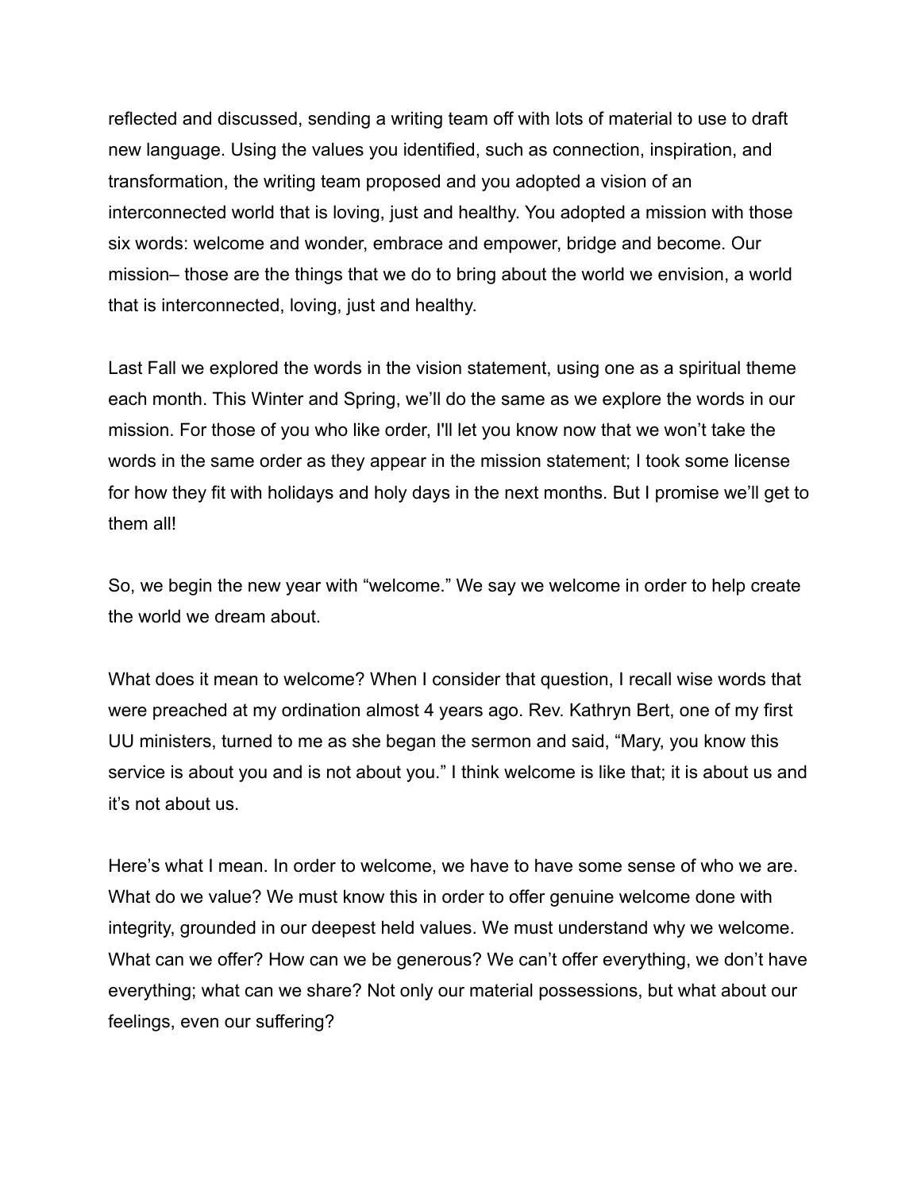reflected and discussed, sending a writing team off with lots of material to use to draft new language. Using the values you identified, such as connection, inspiration, and transformation, the writing team proposed and you adopted a vision of an interconnected world that is loving, just and healthy. You adopted a mission with those six words: welcome and wonder, embrace and empower, bridge and become. Our mission– those are the things that we do to bring about the world we envision, a world that is interconnected, loving, just and healthy.

Last Fall we explored the words in the vision statement, using one as a spiritual theme each month. This Winter and Spring, we'll do the same as we explore the words in our mission. For those of you who like order, I'll let you know now that we won't take the words in the same order as they appear in the mission statement; I took some license for how they fit with holidays and holy days in the next months. But I promise we'll get to them all!

So, we begin the new year with "welcome." We say we welcome in order to help create the world we dream about.

What does it mean to welcome? When I consider that question, I recall wise words that were preached at my ordination almost 4 years ago. Rev. Kathryn Bert, one of my first UU ministers, turned to me as she began the sermon and said, "Mary, you know this service is about you and is not about you." I think welcome is like that; it is about us and it's not about us.

Here's what I mean. In order to welcome, we have to have some sense of who we are. What do we value? We must know this in order to offer genuine welcome done with integrity, grounded in our deepest held values. We must understand why we welcome. What can we offer? How can we be generous? We can't offer everything, we don't have everything; what can we share? Not only our material possessions, but what about our feelings, even our suffering?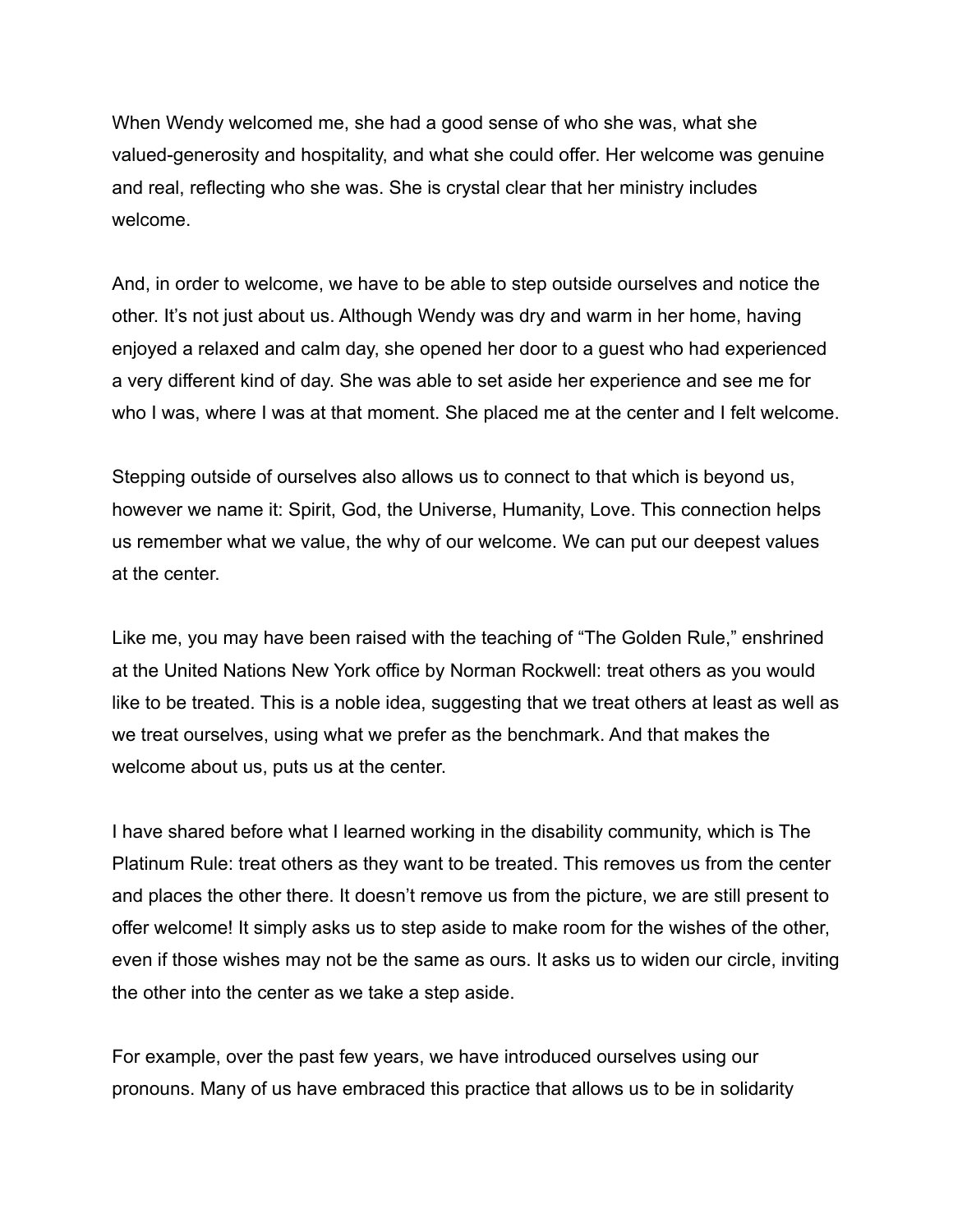When Wendy welcomed me, she had a good sense of who she was, what she valued-generosity and hospitality, and what she could offer. Her welcome was genuine and real, reflecting who she was. She is crystal clear that her ministry includes welcome.

And, in order to welcome, we have to be able to step outside ourselves and notice the other. It's not just about us. Although Wendy was dry and warm in her home, having enjoyed a relaxed and calm day, she opened her door to a guest who had experienced a very different kind of day. She was able to set aside her experience and see me for who I was, where I was at that moment. She placed me at the center and I felt welcome.

Stepping outside of ourselves also allows us to connect to that which is beyond us, however we name it: Spirit, God, the Universe, Humanity, Love. This connection helps us remember what we value, the why of our welcome. We can put our deepest values at the center.

Like me, you may have been raised with the teaching of "The Golden Rule," enshrined at the United Nations New York office by Norman Rockwell: treat others as you would like to be treated. This is a noble idea, suggesting that we treat others at least as well as we treat ourselves, using what we prefer as the benchmark. And that makes the welcome about us, puts us at the center.

I have shared before what I learned working in the disability community, which is The Platinum Rule: treat others as they want to be treated. This removes us from the center and places the other there. It doesn't remove us from the picture, we are still present to offer welcome! It simply asks us to step aside to make room for the wishes of the other, even if those wishes may not be the same as ours. It asks us to widen our circle, inviting the other into the center as we take a step aside.

For example, over the past few years, we have introduced ourselves using our pronouns. Many of us have embraced this practice that allows us to be in solidarity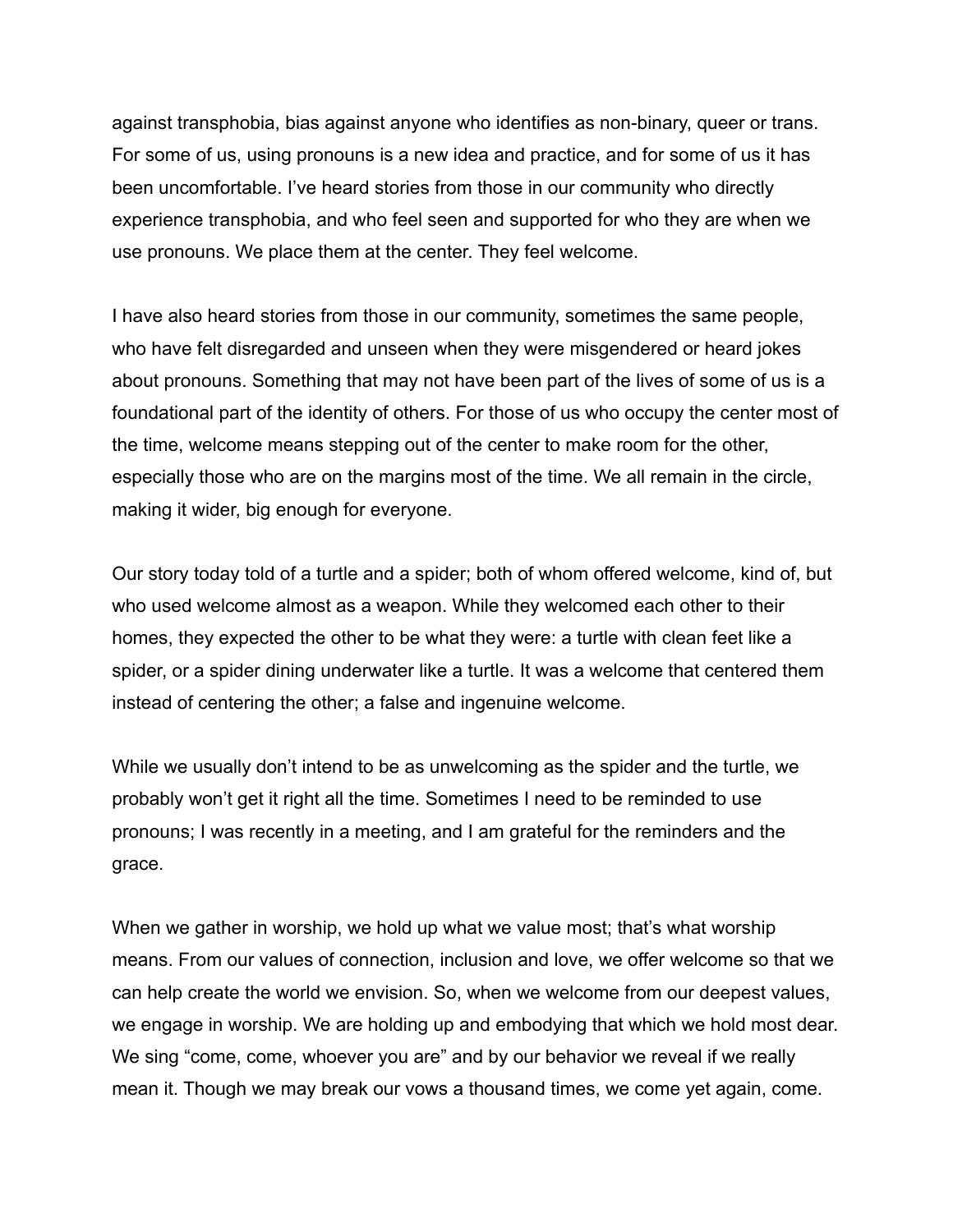against transphobia, bias against anyone who identifies as non-binary, queer or trans. For some of us, using pronouns is a new idea and practice, and for some of us it has been uncomfortable. I've heard stories from those in our community who directly experience transphobia, and who feel seen and supported for who they are when we use pronouns. We place them at the center. They feel welcome.

I have also heard stories from those in our community, sometimes the same people, who have felt disregarded and unseen when they were misgendered or heard jokes about pronouns. Something that may not have been part of the lives of some of us is a foundational part of the identity of others. For those of us who occupy the center most of the time, welcome means stepping out of the center to make room for the other, especially those who are on the margins most of the time. We all remain in the circle, making it wider, big enough for everyone.

Our story today told of a turtle and a spider; both of whom offered welcome, kind of, but who used welcome almost as a weapon. While they welcomed each other to their homes, they expected the other to be what they were: a turtle with clean feet like a spider, or a spider dining underwater like a turtle. It was a welcome that centered them instead of centering the other; a false and ingenuine welcome.

While we usually don't intend to be as unwelcoming as the spider and the turtle, we probably won't get it right all the time. Sometimes I need to be reminded to use pronouns; I was recently in a meeting, and I am grateful for the reminders and the grace.

When we gather in worship, we hold up what we value most; that's what worship means. From our values of connection, inclusion and love, we offer welcome so that we can help create the world we envision. So, when we welcome from our deepest values, we engage in worship. We are holding up and embodying that which we hold most dear. We sing "come, come, whoever you are" and by our behavior we reveal if we really mean it. Though we may break our vows a thousand times, we come yet again, come.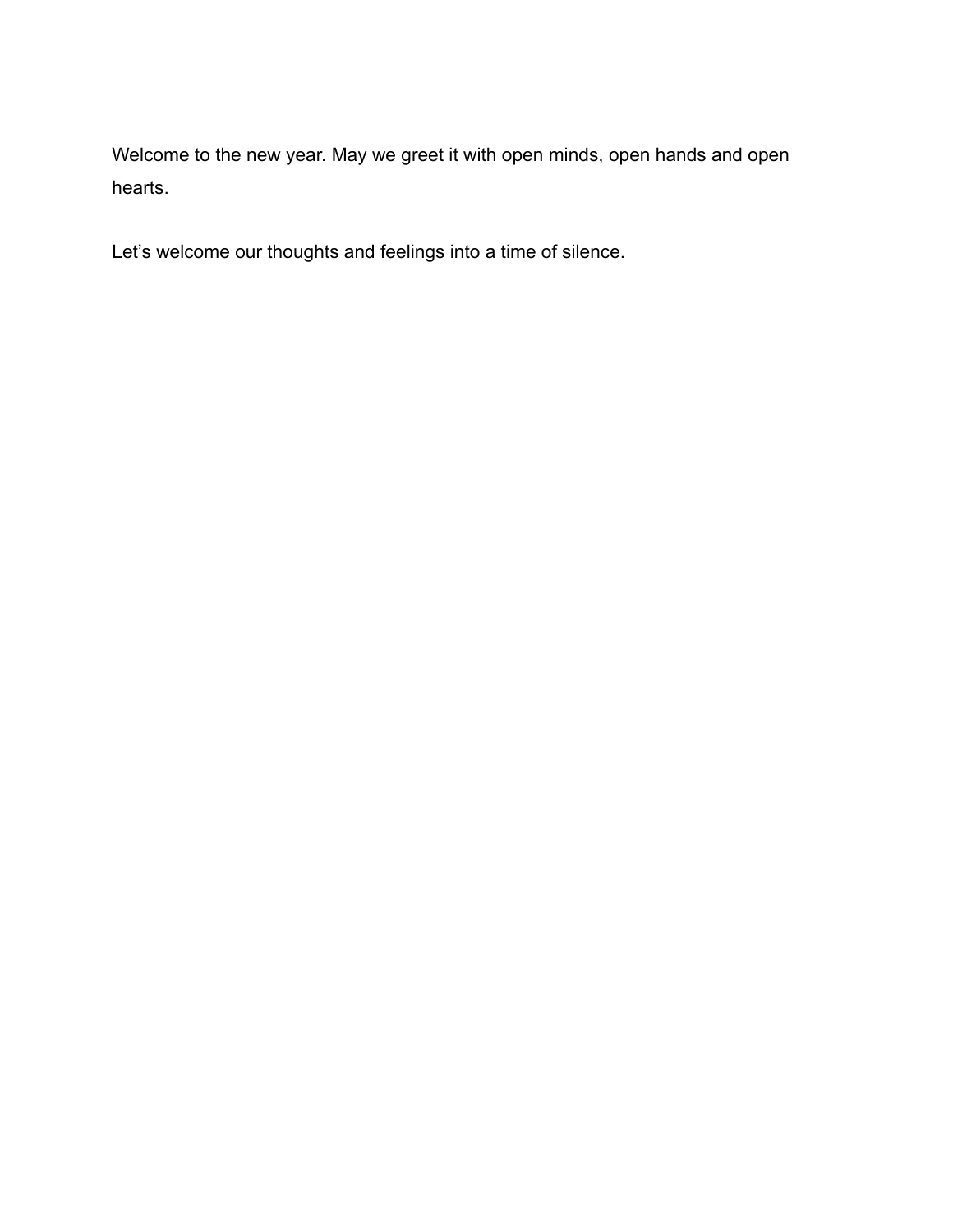Welcome to the new year. May we greet it with open minds, open hands and open hearts.

Let’s welcome our thoughts and feelings into a time of silence.